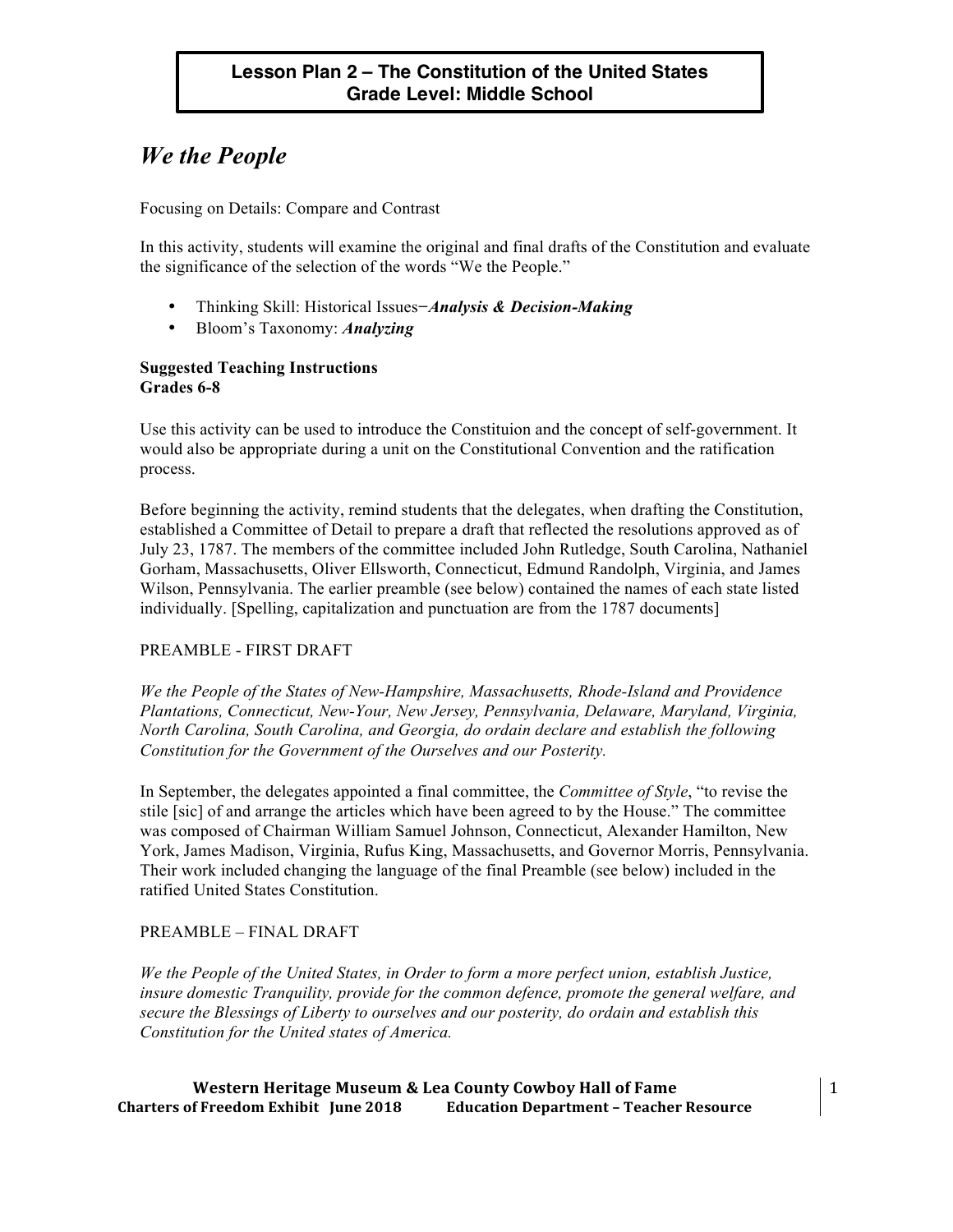**Lesson Plan 2 – The Constitution of the United States**
**Grade Level: Middle School**

# *We the People*

Focusing on Details: Compare and Contrast

In this activity, students will examine the original and final drafts of the Constitution and evaluate the significance of the selection of the words "We the People."

- Thinking Skill: Historical Issues−***Analysis & Decision-Making***
- Bloom's Taxonomy: ***Analyzing***

**Suggested Teaching Instructions**
**Grades 6-8**

Use this activity can be used to introduce the Constituion and the concept of self-government. It would also be appropriate during a unit on the Constitutional Convention and the ratification process.

Before beginning the activity, remind students that the delegates, when drafting the Constitution, established a Committee of Detail to prepare a draft that reflected the resolutions approved as of July 23, 1787. The members of the committee included John Rutledge, South Carolina, Nathaniel Gorham, Massachusetts, Oliver Ellsworth, Connecticut, Edmund Randolph, Virginia, and James Wilson, Pennsylvania. The earlier preamble (see below) contained the names of each state listed individually. [Spelling, capitalization and punctuation are from the 1787 documents]

PREAMBLE - FIRST DRAFT

*We the People of the States of New-Hampshire, Massachusetts, Rhode-Island and Providence Plantations, Connecticut, New-Your, New Jersey, Pennsylvania, Delaware, Maryland, Virginia, North Carolina, South Carolina, and Georgia, do ordain declare and establish the following Constitution for the Government of the Ourselves and our Posterity.*

In September, the delegates appointed a final committee, the *Committee of Style*, "to revise the stile [sic] of and arrange the articles which have been agreed to by the House." The committee was composed of Chairman William Samuel Johnson, Connecticut, Alexander Hamilton, New York, James Madison, Virginia, Rufus King, Massachusetts, and Governor Morris, Pennsylvania. Their work included changing the language of the final Preamble (see below) included in the ratified United States Constitution.

PREAMBLE – FINAL DRAFT

*We the People of the United States, in Order to form a more perfect union, establish Justice, insure domestic Tranquility, provide for the common defence, promote the general welfare, and secure the Blessings of Liberty to ourselves and our posterity, do ordain and establish this Constitution for the United states of America.*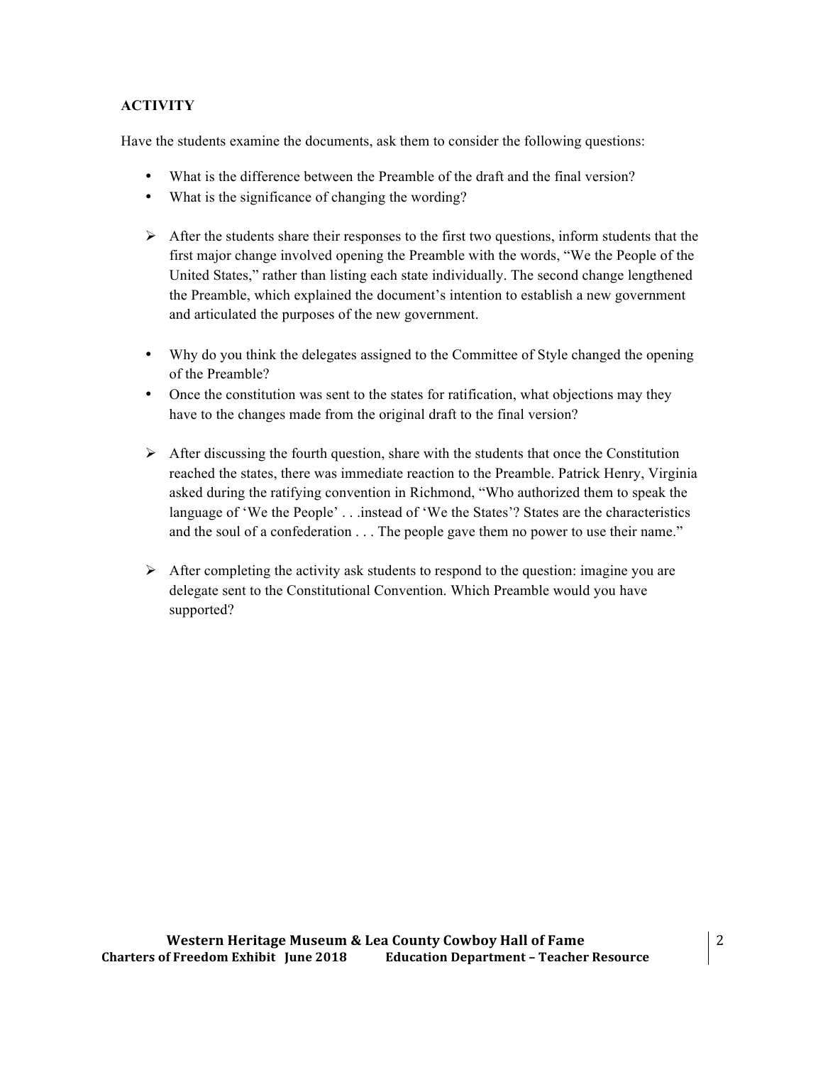**ACTIVITY**

Have the students examine the documents, ask them to consider the following questions:

- What is the difference between the Preamble of the draft and the final version?
- What is the significance of changing the wording?

➢ After the students share their responses to the first two questions, inform students that the first major change involved opening the Preamble with the words, "We the People of the United States," rather than listing each state individually. The second change lengthened the Preamble, which explained the document's intention to establish a new government and articulated the purposes of the new government.

- Why do you think the delegates assigned to the Committee of Style changed the opening of the Preamble?
- Once the constitution was sent to the states for ratification, what objections may they have to the changes made from the original draft to the final version?

➢ After discussing the fourth question, share with the students that once the Constitution reached the states, there was immediate reaction to the Preamble. Patrick Henry, Virginia asked during the ratifying convention in Richmond, "Who authorized them to speak the language of 'We the People' . . .instead of 'We the States'? States are the characteristics and the soul of a confederation . . . The people gave them no power to use their name."

➢ After completing the activity ask students to respond to the question: imagine you are delegate sent to the Constitutional Convention. Which Preamble would you have supported?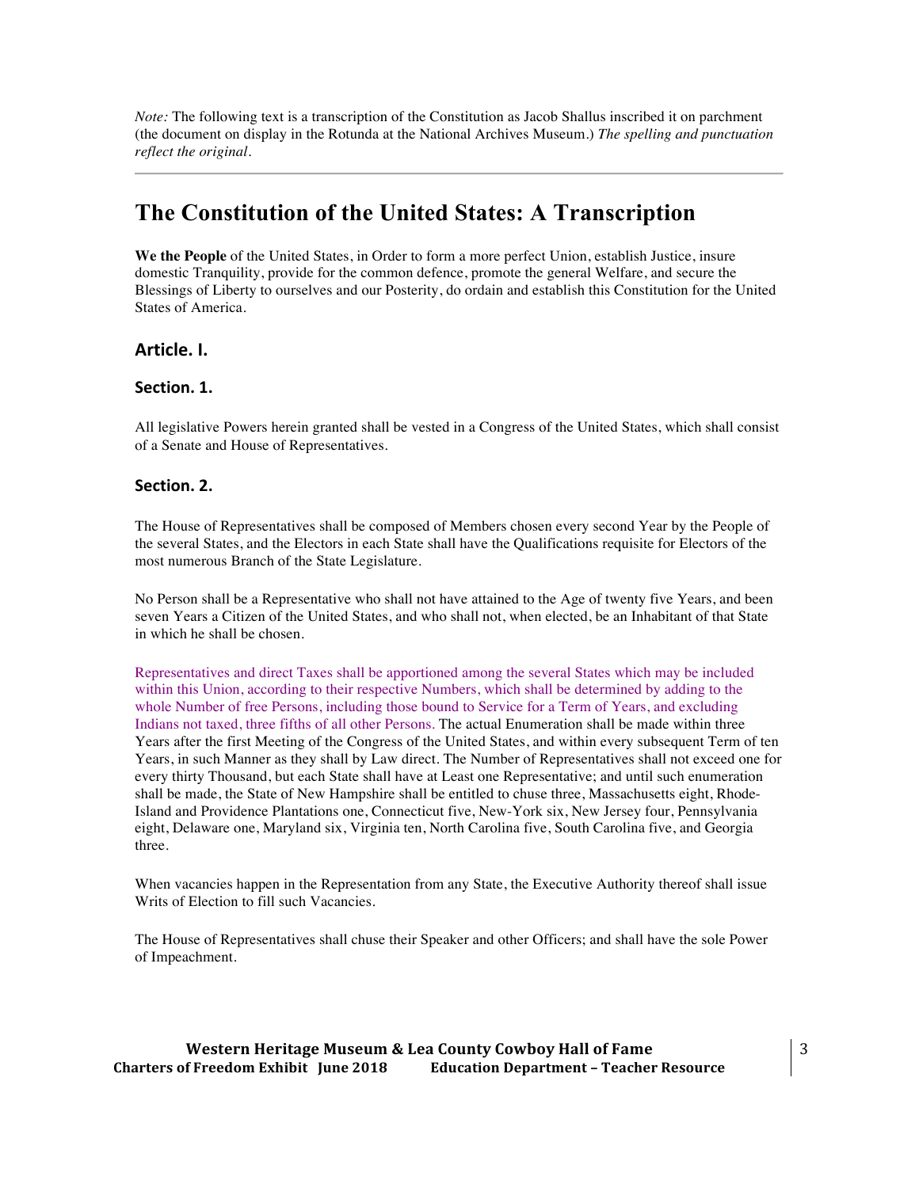*Note:* The following text is a transcription of the Constitution as Jacob Shallus inscribed it on parchment (the document on display in the Rotunda at the National Archives Museum.) *The spelling and punctuation reflect the original.*

---

# The Constitution of the United States: A Transcription

**We the People** of the United States, in Order to form a more perfect Union, establish Justice, insure domestic Tranquility, provide for the common defence, promote the general Welfare, and secure the Blessings of Liberty to ourselves and our Posterity, do ordain and establish this Constitution for the United States of America.

## Article. I.

### Section. 1.

All legislative Powers herein granted shall be vested in a Congress of the United States, which shall consist of a Senate and House of Representatives.

### Section. 2.

The House of Representatives shall be composed of Members chosen every second Year by the People of the several States, and the Electors in each State shall have the Qualifications requisite for Electors of the most numerous Branch of the State Legislature.

No Person shall be a Representative who shall not have attained to the Age of twenty five Years, and been seven Years a Citizen of the United States, and who shall not, when elected, be an Inhabitant of that State in which he shall be chosen.

Representatives and direct Taxes shall be apportioned among the several States which may be included within this Union, according to their respective Numbers, which shall be determined by adding to the whole Number of free Persons, including those bound to Service for a Term of Years, and excluding Indians not taxed, three fifths of all other Persons. The actual Enumeration shall be made within three Years after the first Meeting of the Congress of the United States, and within every subsequent Term of ten Years, in such Manner as they shall by Law direct. The Number of Representatives shall not exceed one for every thirty Thousand, but each State shall have at Least one Representative; and until such enumeration shall be made, the State of New Hampshire shall be entitled to chuse three, Massachusetts eight, Rhode-Island and Providence Plantations one, Connecticut five, New-York six, New Jersey four, Pennsylvania eight, Delaware one, Maryland six, Virginia ten, North Carolina five, South Carolina five, and Georgia three.

When vacancies happen in the Representation from any State, the Executive Authority thereof shall issue Writs of Election to fill such Vacancies.

The House of Representatives shall chuse their Speaker and other Officers; and shall have the sole Power of Impeachment.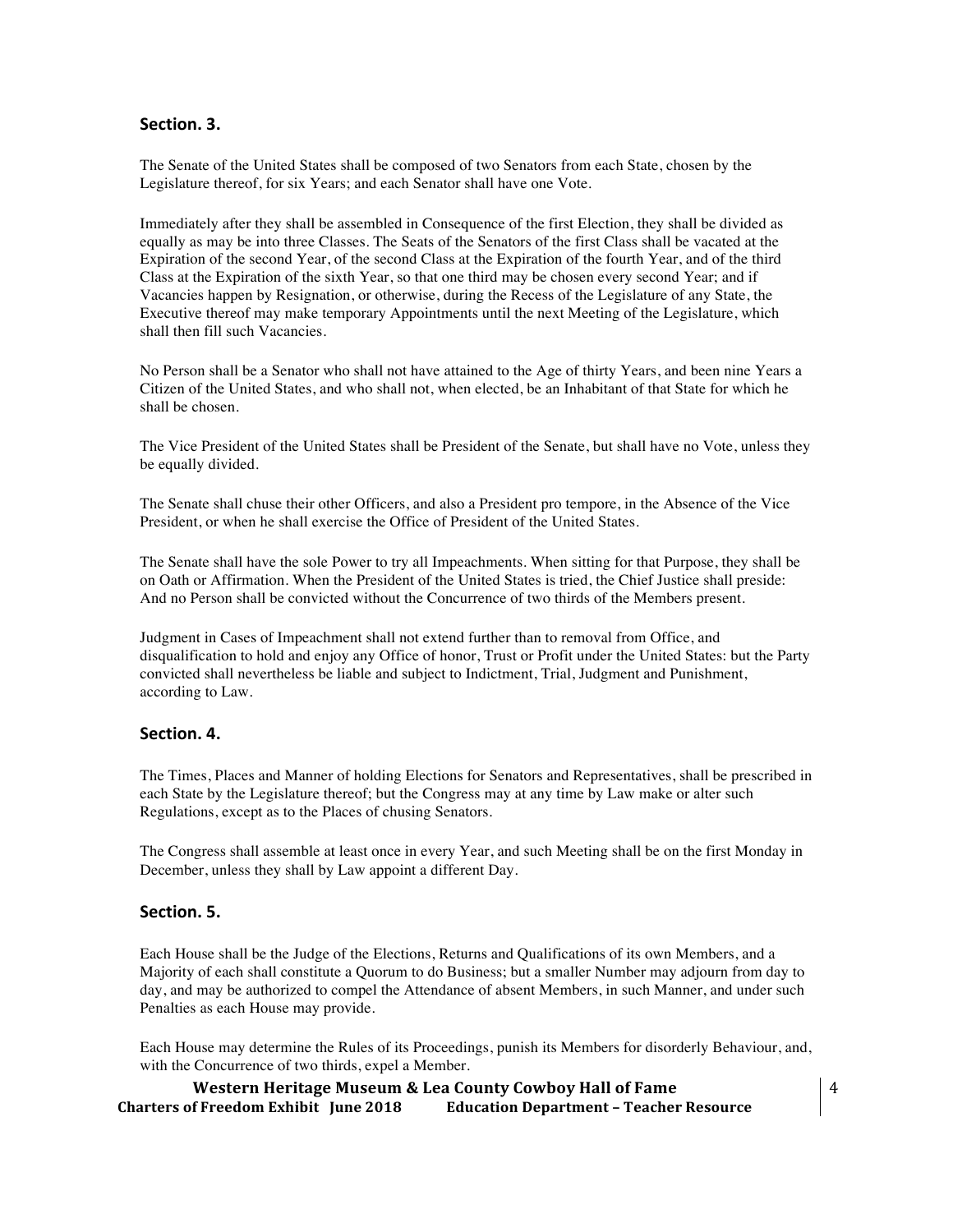## Section. 3.

The Senate of the United States shall be composed of two Senators from each State, chosen by the Legislature thereof, for six Years; and each Senator shall have one Vote.

Immediately after they shall be assembled in Consequence of the first Election, they shall be divided as equally as may be into three Classes. The Seats of the Senators of the first Class shall be vacated at the Expiration of the second Year, of the second Class at the Expiration of the fourth Year, and of the third Class at the Expiration of the sixth Year, so that one third may be chosen every second Year; and if Vacancies happen by Resignation, or otherwise, during the Recess of the Legislature of any State, the Executive thereof may make temporary Appointments until the next Meeting of the Legislature, which shall then fill such Vacancies.

No Person shall be a Senator who shall not have attained to the Age of thirty Years, and been nine Years a Citizen of the United States, and who shall not, when elected, be an Inhabitant of that State for which he shall be chosen.

The Vice President of the United States shall be President of the Senate, but shall have no Vote, unless they be equally divided.

The Senate shall chuse their other Officers, and also a President pro tempore, in the Absence of the Vice President, or when he shall exercise the Office of President of the United States.

The Senate shall have the sole Power to try all Impeachments. When sitting for that Purpose, they shall be on Oath or Affirmation. When the President of the United States is tried, the Chief Justice shall preside: And no Person shall be convicted without the Concurrence of two thirds of the Members present.

Judgment in Cases of Impeachment shall not extend further than to removal from Office, and disqualification to hold and enjoy any Office of honor, Trust or Profit under the United States: but the Party convicted shall nevertheless be liable and subject to Indictment, Trial, Judgment and Punishment, according to Law.

## Section. 4.

The Times, Places and Manner of holding Elections for Senators and Representatives, shall be prescribed in each State by the Legislature thereof; but the Congress may at any time by Law make or alter such Regulations, except as to the Places of chusing Senators.

The Congress shall assemble at least once in every Year, and such Meeting shall be on the first Monday in December, unless they shall by Law appoint a different Day.

## Section. 5.

Each House shall be the Judge of the Elections, Returns and Qualifications of its own Members, and a Majority of each shall constitute a Quorum to do Business; but a smaller Number may adjourn from day to day, and may be authorized to compel the Attendance of absent Members, in such Manner, and under such Penalties as each House may provide.

Each House may determine the Rules of its Proceedings, punish its Members for disorderly Behaviour, and, with the Concurrence of two thirds, expel a Member.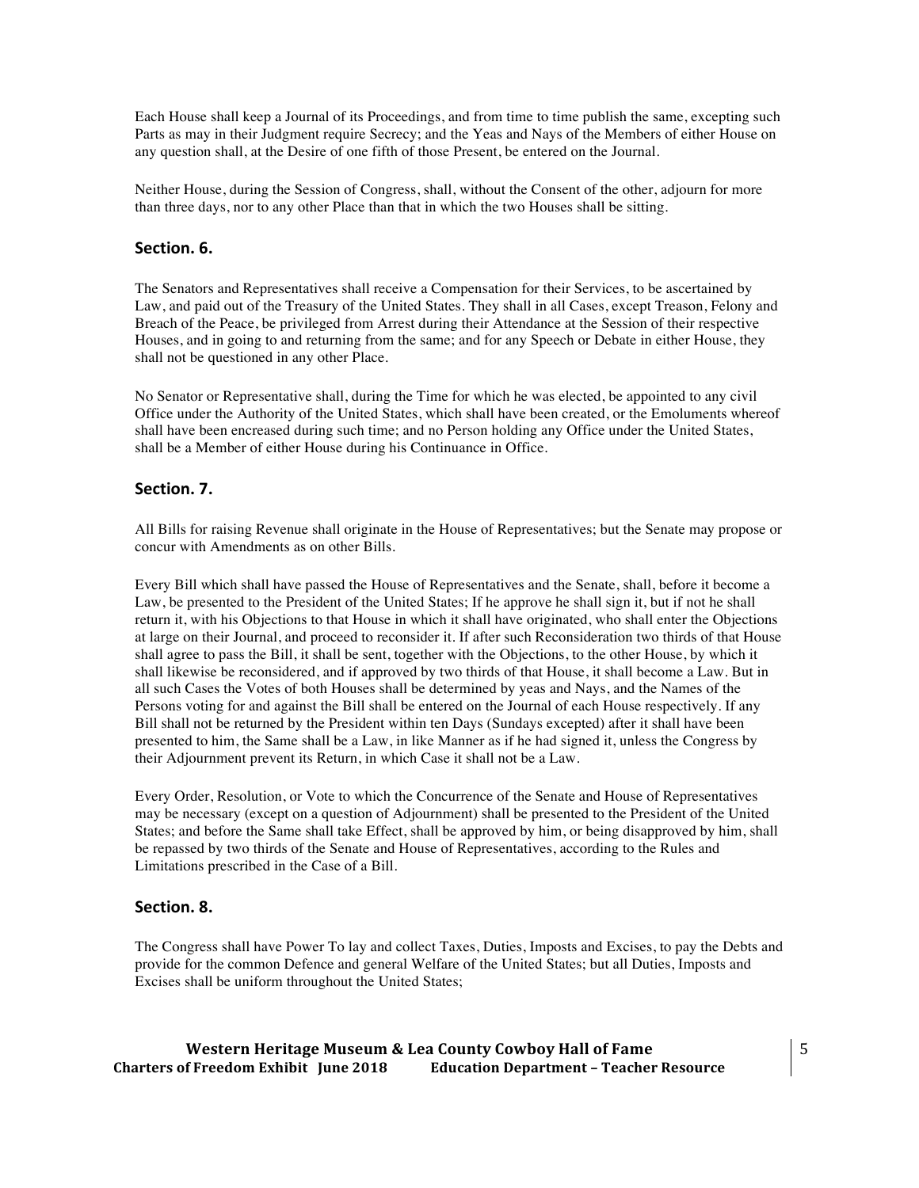Each House shall keep a Journal of its Proceedings, and from time to time publish the same, excepting such Parts as may in their Judgment require Secrecy; and the Yeas and Nays of the Members of either House on any question shall, at the Desire of one fifth of those Present, be entered on the Journal.

Neither House, during the Session of Congress, shall, without the Consent of the other, adjourn for more than three days, nor to any other Place than that in which the two Houses shall be sitting.

### Section. 6.

The Senators and Representatives shall receive a Compensation for their Services, to be ascertained by Law, and paid out of the Treasury of the United States. They shall in all Cases, except Treason, Felony and Breach of the Peace, be privileged from Arrest during their Attendance at the Session of their respective Houses, and in going to and returning from the same; and for any Speech or Debate in either House, they shall not be questioned in any other Place.

No Senator or Representative shall, during the Time for which he was elected, be appointed to any civil Office under the Authority of the United States, which shall have been created, or the Emoluments whereof shall have been encreased during such time; and no Person holding any Office under the United States, shall be a Member of either House during his Continuance in Office.

### Section. 7.

All Bills for raising Revenue shall originate in the House of Representatives; but the Senate may propose or concur with Amendments as on other Bills.

Every Bill which shall have passed the House of Representatives and the Senate, shall, before it become a Law, be presented to the President of the United States; If he approve he shall sign it, but if not he shall return it, with his Objections to that House in which it shall have originated, who shall enter the Objections at large on their Journal, and proceed to reconsider it. If after such Reconsideration two thirds of that House shall agree to pass the Bill, it shall be sent, together with the Objections, to the other House, by which it shall likewise be reconsidered, and if approved by two thirds of that House, it shall become a Law. But in all such Cases the Votes of both Houses shall be determined by yeas and Nays, and the Names of the Persons voting for and against the Bill shall be entered on the Journal of each House respectively. If any Bill shall not be returned by the President within ten Days (Sundays excepted) after it shall have been presented to him, the Same shall be a Law, in like Manner as if he had signed it, unless the Congress by their Adjournment prevent its Return, in which Case it shall not be a Law.

Every Order, Resolution, or Vote to which the Concurrence of the Senate and House of Representatives may be necessary (except on a question of Adjournment) shall be presented to the President of the United States; and before the Same shall take Effect, shall be approved by him, or being disapproved by him, shall be repassed by two thirds of the Senate and House of Representatives, according to the Rules and Limitations prescribed in the Case of a Bill.

### Section. 8.

The Congress shall have Power To lay and collect Taxes, Duties, Imposts and Excises, to pay the Debts and provide for the common Defence and general Welfare of the United States; but all Duties, Imposts and Excises shall be uniform throughout the United States;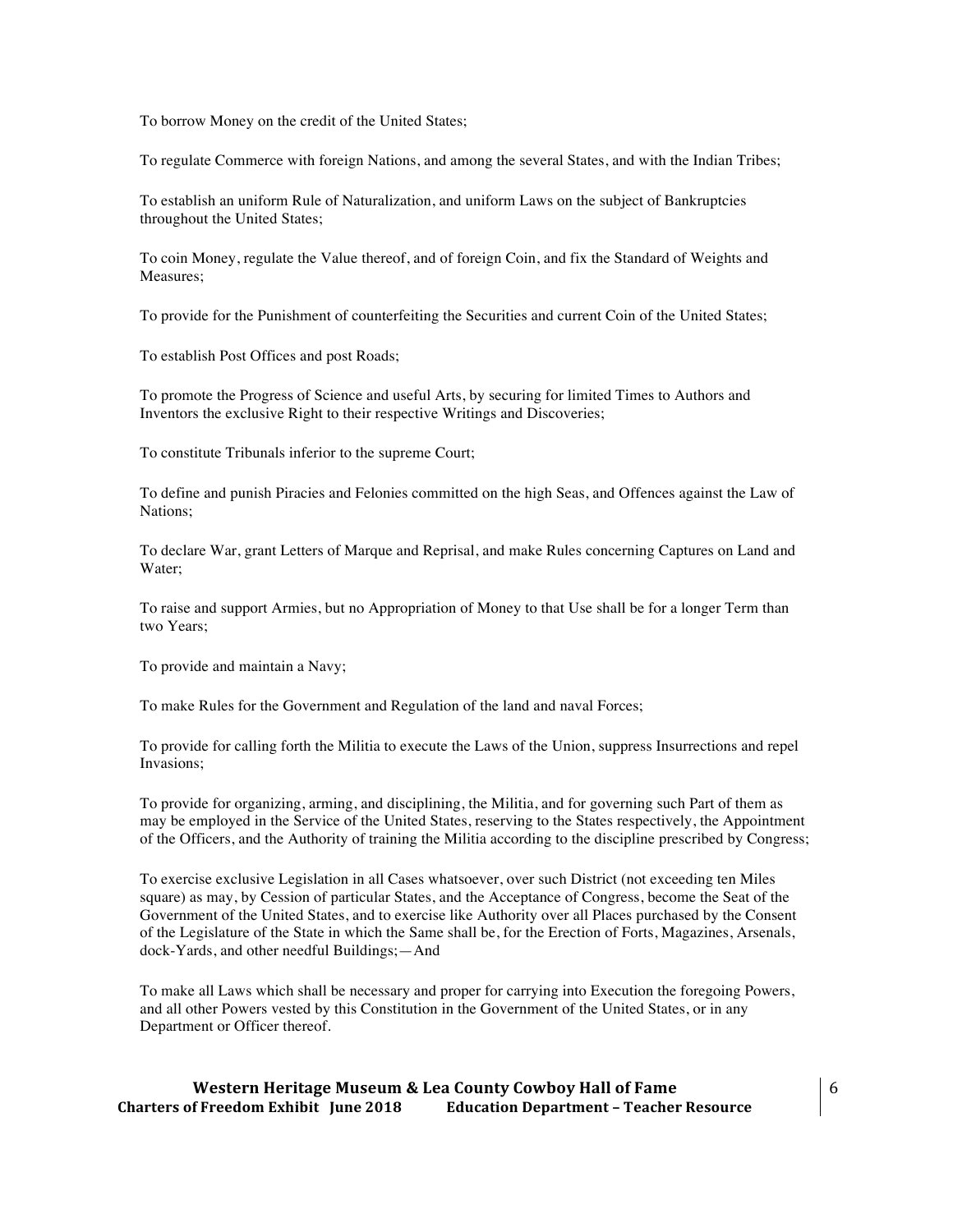To borrow Money on the credit of the United States;

To regulate Commerce with foreign Nations, and among the several States, and with the Indian Tribes;

To establish an uniform Rule of Naturalization, and uniform Laws on the subject of Bankruptcies throughout the United States;

To coin Money, regulate the Value thereof, and of foreign Coin, and fix the Standard of Weights and Measures;

To provide for the Punishment of counterfeiting the Securities and current Coin of the United States;

To establish Post Offices and post Roads;

To promote the Progress of Science and useful Arts, by securing for limited Times to Authors and Inventors the exclusive Right to their respective Writings and Discoveries;

To constitute Tribunals inferior to the supreme Court;

To define and punish Piracies and Felonies committed on the high Seas, and Offences against the Law of Nations;

To declare War, grant Letters of Marque and Reprisal, and make Rules concerning Captures on Land and Water;

To raise and support Armies, but no Appropriation of Money to that Use shall be for a longer Term than two Years;

To provide and maintain a Navy;

To make Rules for the Government and Regulation of the land and naval Forces;

To provide for calling forth the Militia to execute the Laws of the Union, suppress Insurrections and repel Invasions;

To provide for organizing, arming, and disciplining, the Militia, and for governing such Part of them as may be employed in the Service of the United States, reserving to the States respectively, the Appointment of the Officers, and the Authority of training the Militia according to the discipline prescribed by Congress;

To exercise exclusive Legislation in all Cases whatsoever, over such District (not exceeding ten Miles square) as may, by Cession of particular States, and the Acceptance of Congress, become the Seat of the Government of the United States, and to exercise like Authority over all Places purchased by the Consent of the Legislature of the State in which the Same shall be, for the Erection of Forts, Magazines, Arsenals, dock-Yards, and other needful Buildings;—And

To make all Laws which shall be necessary and proper for carrying into Execution the foregoing Powers, and all other Powers vested by this Constitution in the Government of the United States, or in any Department or Officer thereof.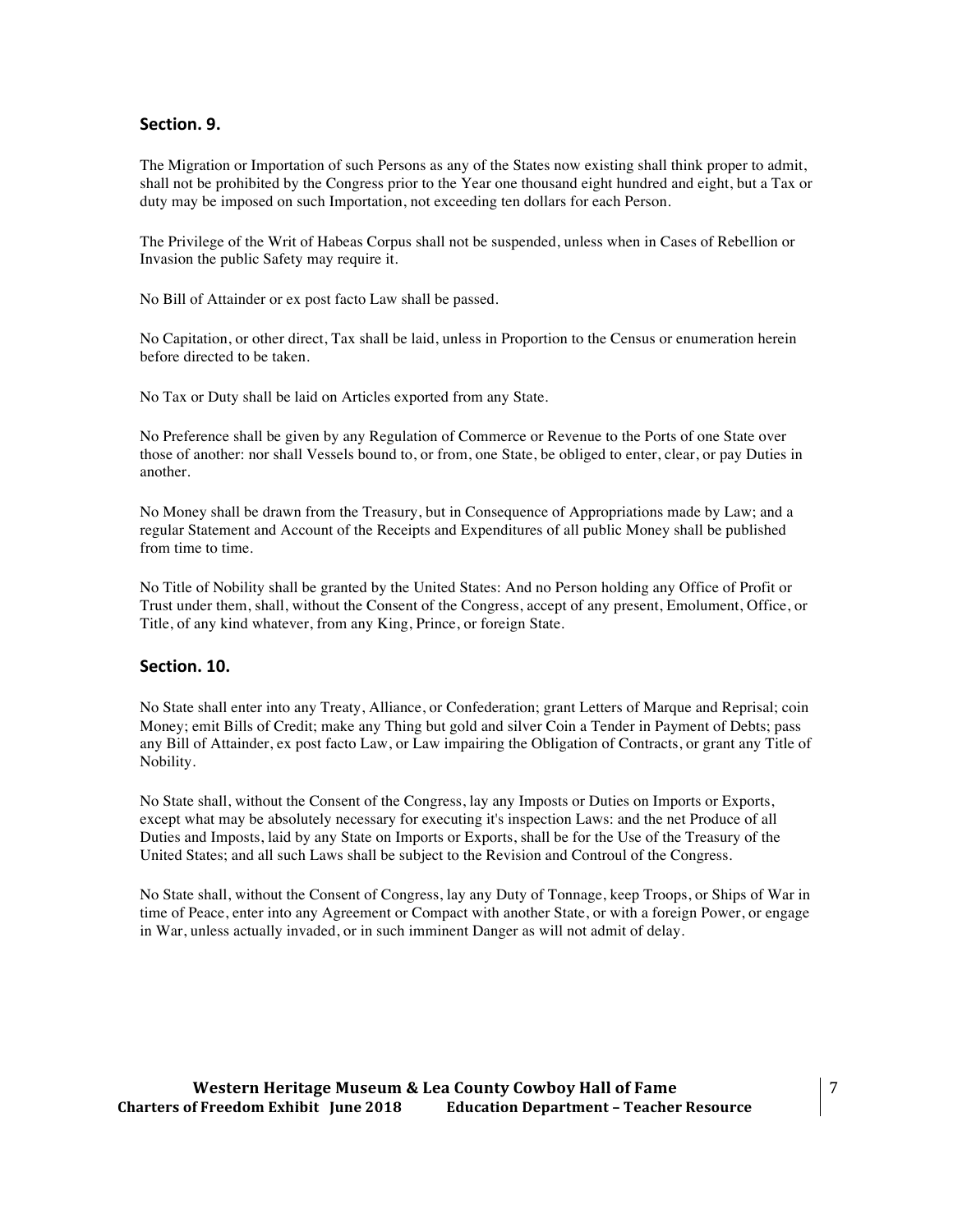### Section. 9.

The Migration or Importation of such Persons as any of the States now existing shall think proper to admit, shall not be prohibited by the Congress prior to the Year one thousand eight hundred and eight, but a Tax or duty may be imposed on such Importation, not exceeding ten dollars for each Person.

The Privilege of the Writ of Habeas Corpus shall not be suspended, unless when in Cases of Rebellion or Invasion the public Safety may require it.

No Bill of Attainder or ex post facto Law shall be passed.

No Capitation, or other direct, Tax shall be laid, unless in Proportion to the Census or enumeration herein before directed to be taken.

No Tax or Duty shall be laid on Articles exported from any State.

No Preference shall be given by any Regulation of Commerce or Revenue to the Ports of one State over those of another: nor shall Vessels bound to, or from, one State, be obliged to enter, clear, or pay Duties in another.

No Money shall be drawn from the Treasury, but in Consequence of Appropriations made by Law; and a regular Statement and Account of the Receipts and Expenditures of all public Money shall be published from time to time.

No Title of Nobility shall be granted by the United States: And no Person holding any Office of Profit or Trust under them, shall, without the Consent of the Congress, accept of any present, Emolument, Office, or Title, of any kind whatever, from any King, Prince, or foreign State.

### Section. 10.

No State shall enter into any Treaty, Alliance, or Confederation; grant Letters of Marque and Reprisal; coin Money; emit Bills of Credit; make any Thing but gold and silver Coin a Tender in Payment of Debts; pass any Bill of Attainder, ex post facto Law, or Law impairing the Obligation of Contracts, or grant any Title of Nobility.

No State shall, without the Consent of the Congress, lay any Imposts or Duties on Imports or Exports, except what may be absolutely necessary for executing it's inspection Laws: and the net Produce of all Duties and Imposts, laid by any State on Imports or Exports, shall be for the Use of the Treasury of the United States; and all such Laws shall be subject to the Revision and Controul of the Congress.

No State shall, without the Consent of Congress, lay any Duty of Tonnage, keep Troops, or Ships of War in time of Peace, enter into any Agreement or Compact with another State, or with a foreign Power, or engage in War, unless actually invaded, or in such imminent Danger as will not admit of delay.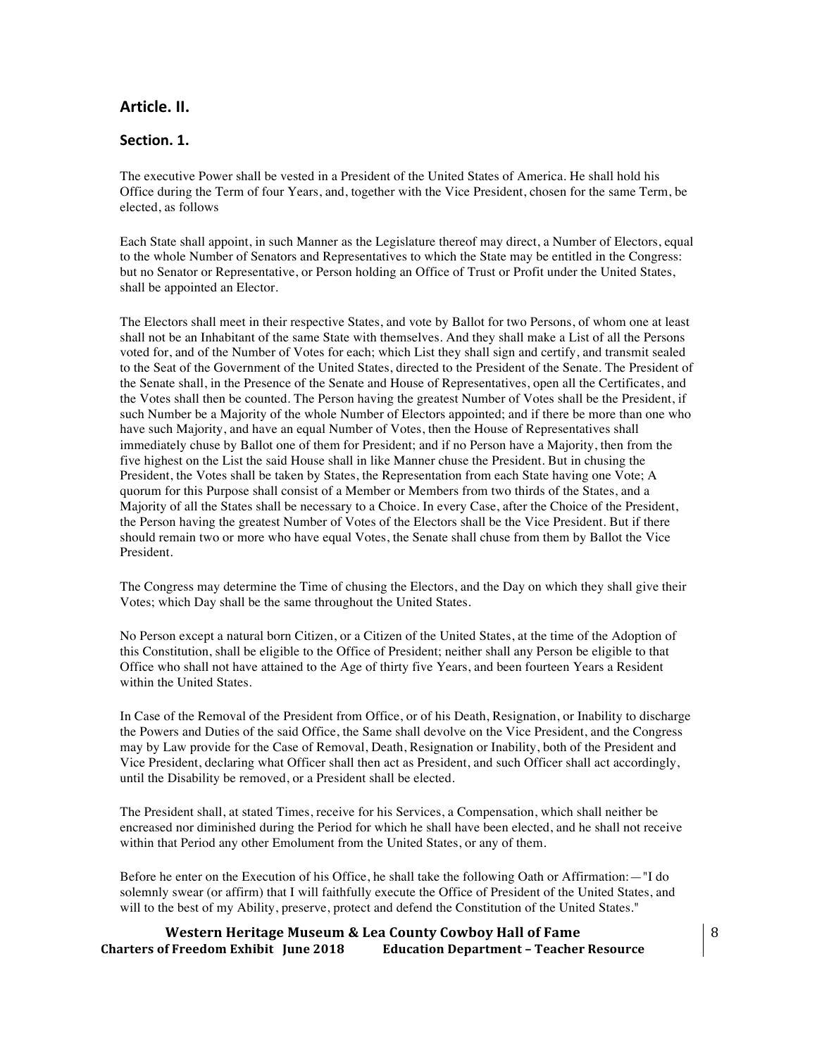## Article. II.

### Section. 1.

The executive Power shall be vested in a President of the United States of America. He shall hold his Office during the Term of four Years, and, together with the Vice President, chosen for the same Term, be elected, as follows

Each State shall appoint, in such Manner as the Legislature thereof may direct, a Number of Electors, equal to the whole Number of Senators and Representatives to which the State may be entitled in the Congress: but no Senator or Representative, or Person holding an Office of Trust or Profit under the United States, shall be appointed an Elector.

The Electors shall meet in their respective States, and vote by Ballot for two Persons, of whom one at least shall not be an Inhabitant of the same State with themselves. And they shall make a List of all the Persons voted for, and of the Number of Votes for each; which List they shall sign and certify, and transmit sealed to the Seat of the Government of the United States, directed to the President of the Senate. The President of the Senate shall, in the Presence of the Senate and House of Representatives, open all the Certificates, and the Votes shall then be counted. The Person having the greatest Number of Votes shall be the President, if such Number be a Majority of the whole Number of Electors appointed; and if there be more than one who have such Majority, and have an equal Number of Votes, then the House of Representatives shall immediately chuse by Ballot one of them for President; and if no Person have a Majority, then from the five highest on the List the said House shall in like Manner chuse the President. But in chusing the President, the Votes shall be taken by States, the Representation from each State having one Vote; A quorum for this Purpose shall consist of a Member or Members from two thirds of the States, and a Majority of all the States shall be necessary to a Choice. In every Case, after the Choice of the President, the Person having the greatest Number of Votes of the Electors shall be the Vice President. But if there should remain two or more who have equal Votes, the Senate shall chuse from them by Ballot the Vice President.

The Congress may determine the Time of chusing the Electors, and the Day on which they shall give their Votes; which Day shall be the same throughout the United States.

No Person except a natural born Citizen, or a Citizen of the United States, at the time of the Adoption of this Constitution, shall be eligible to the Office of President; neither shall any Person be eligible to that Office who shall not have attained to the Age of thirty five Years, and been fourteen Years a Resident within the United States.

In Case of the Removal of the President from Office, or of his Death, Resignation, or Inability to discharge the Powers and Duties of the said Office, the Same shall devolve on the Vice President, and the Congress may by Law provide for the Case of Removal, Death, Resignation or Inability, both of the President and Vice President, declaring what Officer shall then act as President, and such Officer shall act accordingly, until the Disability be removed, or a President shall be elected.

The President shall, at stated Times, receive for his Services, a Compensation, which shall neither be encreased nor diminished during the Period for which he shall have been elected, and he shall not receive within that Period any other Emolument from the United States, or any of them.

Before he enter on the Execution of his Office, he shall take the following Oath or Affirmation:—"I do solemnly swear (or affirm) that I will faithfully execute the Office of President of the United States, and will to the best of my Ability, preserve, protect and defend the Constitution of the United States."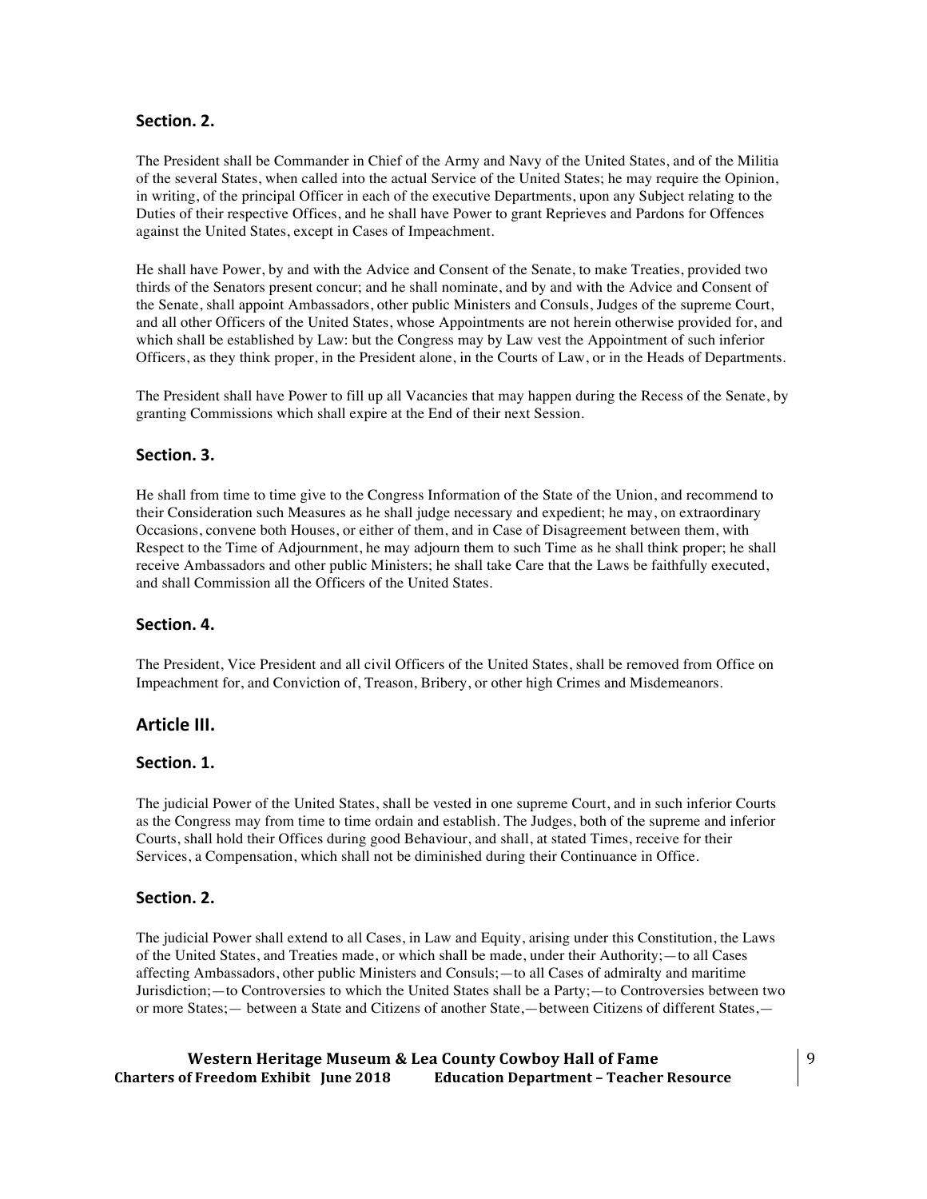### Section. 2.

The President shall be Commander in Chief of the Army and Navy of the United States, and of the Militia of the several States, when called into the actual Service of the United States; he may require the Opinion, in writing, of the principal Officer in each of the executive Departments, upon any Subject relating to the Duties of their respective Offices, and he shall have Power to grant Reprieves and Pardons for Offences against the United States, except in Cases of Impeachment.

He shall have Power, by and with the Advice and Consent of the Senate, to make Treaties, provided two thirds of the Senators present concur; and he shall nominate, and by and with the Advice and Consent of the Senate, shall appoint Ambassadors, other public Ministers and Consuls, Judges of the supreme Court, and all other Officers of the United States, whose Appointments are not herein otherwise provided for, and which shall be established by Law: but the Congress may by Law vest the Appointment of such inferior Officers, as they think proper, in the President alone, in the Courts of Law, or in the Heads of Departments.

The President shall have Power to fill up all Vacancies that may happen during the Recess of the Senate, by granting Commissions which shall expire at the End of their next Session.

### Section. 3.

He shall from time to time give to the Congress Information of the State of the Union, and recommend to their Consideration such Measures as he shall judge necessary and expedient; he may, on extraordinary Occasions, convene both Houses, or either of them, and in Case of Disagreement between them, with Respect to the Time of Adjournment, he may adjourn them to such Time as he shall think proper; he shall receive Ambassadors and other public Ministers; he shall take Care that the Laws be faithfully executed, and shall Commission all the Officers of the United States.

### Section. 4.

The President, Vice President and all civil Officers of the United States, shall be removed from Office on Impeachment for, and Conviction of, Treason, Bribery, or other high Crimes and Misdemeanors.

## Article III.

### Section. 1.

The judicial Power of the United States, shall be vested in one supreme Court, and in such inferior Courts as the Congress may from time to time ordain and establish. The Judges, both of the supreme and inferior Courts, shall hold their Offices during good Behaviour, and shall, at stated Times, receive for their Services, a Compensation, which shall not be diminished during their Continuance in Office.

### Section. 2.

The judicial Power shall extend to all Cases, in Law and Equity, arising under this Constitution, the Laws of the United States, and Treaties made, or which shall be made, under their Authority;—to all Cases affecting Ambassadors, other public Ministers and Consuls;—to all Cases of admiralty and maritime Jurisdiction;—to Controversies to which the United States shall be a Party;—to Controversies between two or more States;— between a State and Citizens of another State,—between Citizens of different States,—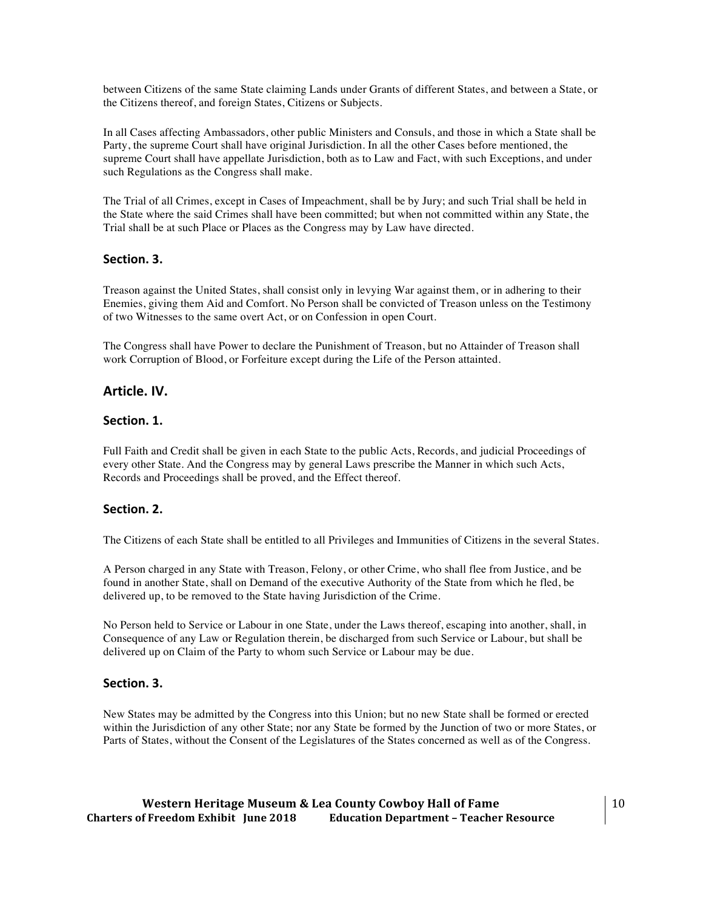between Citizens of the same State claiming Lands under Grants of different States, and between a State, or the Citizens thereof, and foreign States, Citizens or Subjects.

In all Cases affecting Ambassadors, other public Ministers and Consuls, and those in which a State shall be Party, the supreme Court shall have original Jurisdiction. In all the other Cases before mentioned, the supreme Court shall have appellate Jurisdiction, both as to Law and Fact, with such Exceptions, and under such Regulations as the Congress shall make.

The Trial of all Crimes, except in Cases of Impeachment, shall be by Jury; and such Trial shall be held in the State where the said Crimes shall have been committed; but when not committed within any State, the Trial shall be at such Place or Places as the Congress may by Law have directed.

### Section. 3.

Treason against the United States, shall consist only in levying War against them, or in adhering to their Enemies, giving them Aid and Comfort. No Person shall be convicted of Treason unless on the Testimony of two Witnesses to the same overt Act, or on Confession in open Court.

The Congress shall have Power to declare the Punishment of Treason, but no Attainder of Treason shall work Corruption of Blood, or Forfeiture except during the Life of the Person attainted.

## Article. IV.

### Section. 1.

Full Faith and Credit shall be given in each State to the public Acts, Records, and judicial Proceedings of every other State. And the Congress may by general Laws prescribe the Manner in which such Acts, Records and Proceedings shall be proved, and the Effect thereof.

### Section. 2.

The Citizens of each State shall be entitled to all Privileges and Immunities of Citizens in the several States.

A Person charged in any State with Treason, Felony, or other Crime, who shall flee from Justice, and be found in another State, shall on Demand of the executive Authority of the State from which he fled, be delivered up, to be removed to the State having Jurisdiction of the Crime.

No Person held to Service or Labour in one State, under the Laws thereof, escaping into another, shall, in Consequence of any Law or Regulation therein, be discharged from such Service or Labour, but shall be delivered up on Claim of the Party to whom such Service or Labour may be due.

### Section. 3.

New States may be admitted by the Congress into this Union; but no new State shall be formed or erected within the Jurisdiction of any other State; nor any State be formed by the Junction of two or more States, or Parts of States, without the Consent of the Legislatures of the States concerned as well as of the Congress.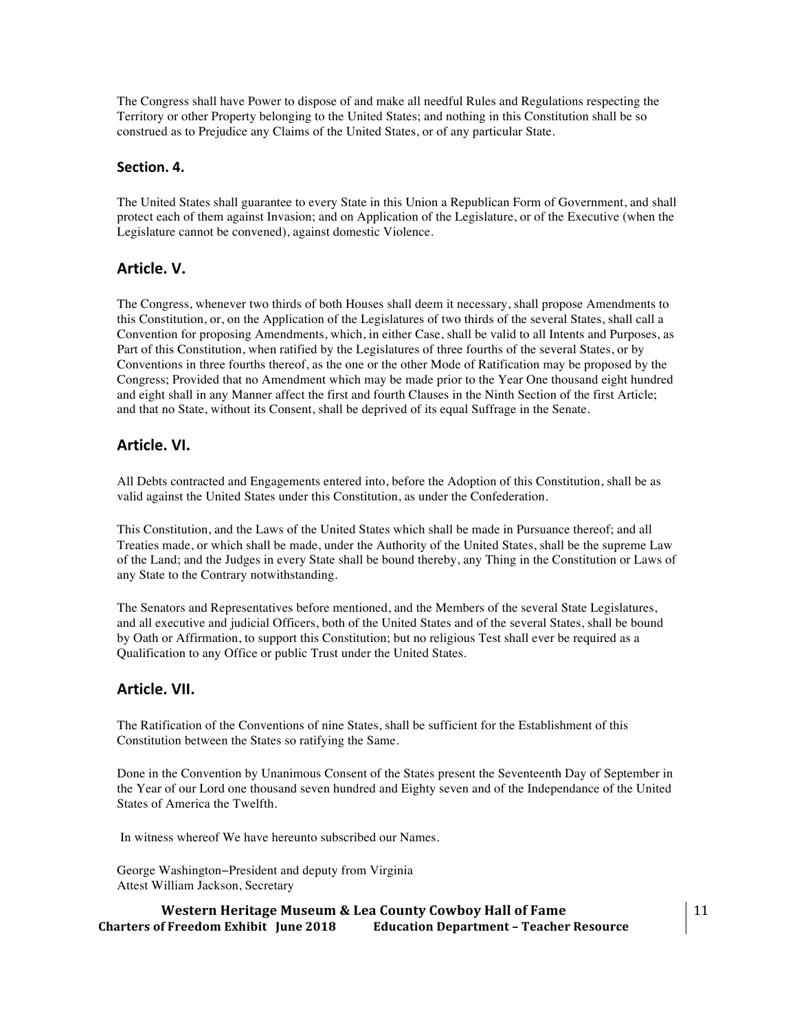The Congress shall have Power to dispose of and make all needful Rules and Regulations respecting the Territory or other Property belonging to the United States; and nothing in this Constitution shall be so construed as to Prejudice any Claims of the United States, or of any particular State.

### Section. 4.

The United States shall guarantee to every State in this Union a Republican Form of Government, and shall protect each of them against Invasion; and on Application of the Legislature, or of the Executive (when the Legislature cannot be convened), against domestic Violence.

## Article. V.

The Congress, whenever two thirds of both Houses shall deem it necessary, shall propose Amendments to this Constitution, or, on the Application of the Legislatures of two thirds of the several States, shall call a Convention for proposing Amendments, which, in either Case, shall be valid to all Intents and Purposes, as Part of this Constitution, when ratified by the Legislatures of three fourths of the several States, or by Conventions in three fourths thereof, as the one or the other Mode of Ratification may be proposed by the Congress; Provided that no Amendment which may be made prior to the Year One thousand eight hundred and eight shall in any Manner affect the first and fourth Clauses in the Ninth Section of the first Article; and that no State, without its Consent, shall be deprived of its equal Suffrage in the Senate.

## Article. VI.

All Debts contracted and Engagements entered into, before the Adoption of this Constitution, shall be as valid against the United States under this Constitution, as under the Confederation.

This Constitution, and the Laws of the United States which shall be made in Pursuance thereof; and all Treaties made, or which shall be made, under the Authority of the United States, shall be the supreme Law of the Land; and the Judges in every State shall be bound thereby, any Thing in the Constitution or Laws of any State to the Contrary notwithstanding.

The Senators and Representatives before mentioned, and the Members of the several State Legislatures, and all executive and judicial Officers, both of the United States and of the several States, shall be bound by Oath or Affirmation, to support this Constitution; but no religious Test shall ever be required as a Qualification to any Office or public Trust under the United States.

## Article. VII.

The Ratification of the Conventions of nine States, shall be sufficient for the Establishment of this Constitution between the States so ratifying the Same.

Done in the Convention by Unanimous Consent of the States present the Seventeenth Day of September in the Year of our Lord one thousand seven hundred and Eighty seven and of the Independance of the United States of America the Twelfth.

In witness whereof We have hereunto subscribed our Names.

George Washington–President and deputy from Virginia
Attest William Jackson, Secretary